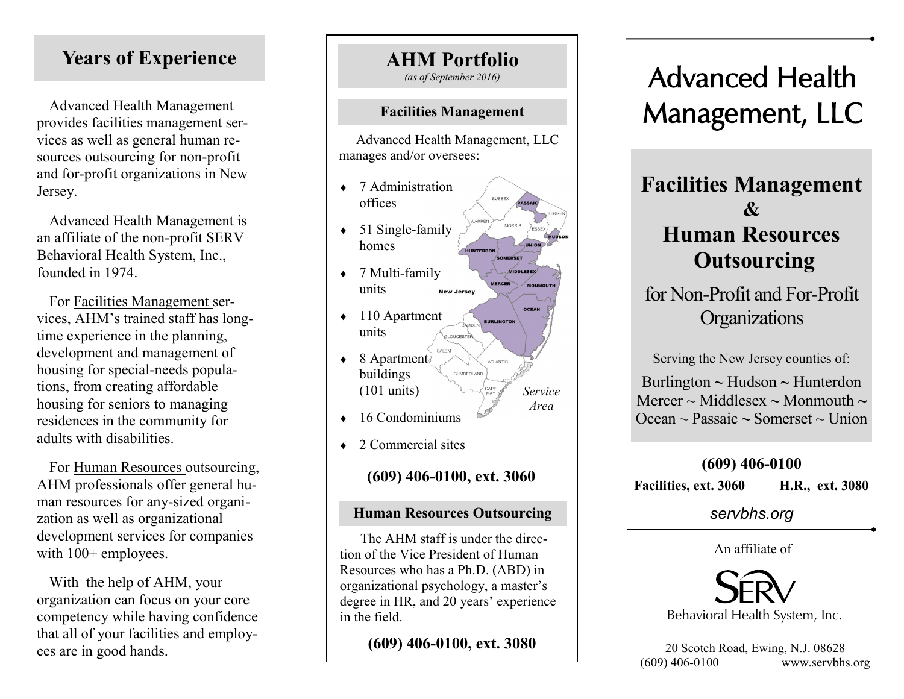## Years of Experience

Advanced Health Management provides facilities management services as well as general human resources outsourcing for non-profit and for-profit organizations in New Jersey.

Advanced Health Management is an affiliate of the non-profit SERV Behavioral Health System, Inc., founded in 1974.

For Facilities Management services, AHM's trained staff has longtime experience in the planning, development and management of housing for special-needs populations, from creating affordable housing for seniors to managing residences in the community for adults with disabilities.

For Human Resources outsourcing, AHM professionals offer general human resources for any-sized organization as well as organizational development services for companies with 100+ employees.

With the help of AHM, your organization can focus on your core competency while having confidence that all of your facilities and employees are in good hands.

## AHM Portfolio

*(as of September 2016)*

### Facilities Management

Advanced Health Management, LLC manages and/or oversees:

- 7 Administration offices
- 51 Single-family homes
- 7 Multi-family units
- 110 Apartment units
- 8 Apartment buildings (101 units)
- 16 Condominiums
- 2 Commercial sites

*Service Area*

**(609) 406-0100, ext. 3060**

### Human Resources Outsourcing

The AHM staff is under the direction of the Vice President of Human Resources who has a Ph.D. (ABD) in organizational psychology, a master's degree in HR, and 20 years' experience in the field.

**(609) 406-0100, ext. 3080**

# Advanced Health Management, LLC

## Facilities Management & Human Resources Outsourcing

for Non-Profit and For-Profit Organizations

Serving the New Jersey counties of:

Burlington ~ Hudson ~ Hunterdon
Mercer ~ Middlesex ~ Monmouth ~
Ocean ~ Passaic ~ Somerset ~ Union

**(609) 406-0100**

**Facilities, ext. 3060 H.R., ext. 3080**

*servbhs.org*

An affiliate of

SERV Behavioral Health System, Inc.

20 Scotch Road, Ewing, N.J. 08628
(609) 406-0100 www.servbhs.org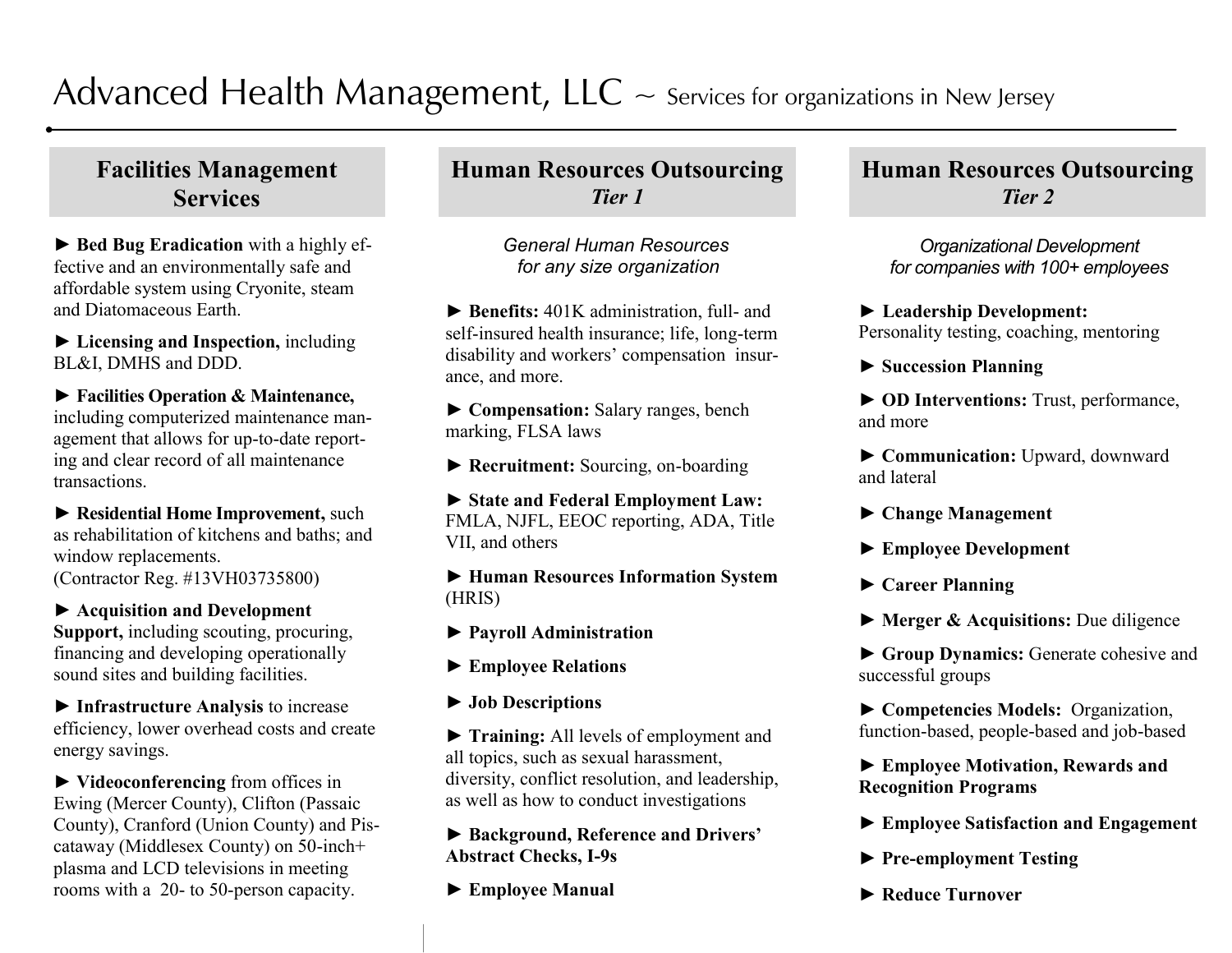# Advanced Health Management, LLC ~ Services for organizations in New Jersey

## Facilities Management Services

► **Bed Bug Eradication** with a highly effective and an environmentally safe and affordable system using Cryonite, steam and Diatomaceous Earth.

► **Licensing and Inspection,** including BL&I, DMHS and DDD.

► **Facilities Operation & Maintenance,** including computerized maintenance management that allows for up-to-date reporting and clear record of all maintenance transactions.

► **Residential Home Improvement,** such as rehabilitation of kitchens and baths; and window replacements.
(Contractor Reg. #13VH03735800)

► **Acquisition and Development Support,** including scouting, procuring, financing and developing operationally sound sites and building facilities.

► **Infrastructure Analysis** to increase efficiency, lower overhead costs and create energy savings.

► **Videoconferencing** from offices in Ewing (Mercer County), Clifton (Passaic County), Cranford (Union County) and Piscataway (Middlesex County) on 50-inch+ plasma and LCD televisions in meeting rooms with a 20- to 50-person capacity.

## Human Resources Outsourcing *Tier 1*

*General Human Resources for any size organization*

► **Benefits:** 401K administration, full- and self-insured health insurance; life, long-term disability and workers' compensation insurance, and more.

► **Compensation:** Salary ranges, bench marking, FLSA laws

► **Recruitment:** Sourcing, on-boarding

► **State and Federal Employment Law:** FMLA, NJFL, EEOC reporting, ADA, Title VII, and others

► **Human Resources Information System** (HRIS)

► **Payroll Administration**

► **Employee Relations**

► **Job Descriptions**

► **Training:** All levels of employment and all topics, such as sexual harassment, diversity, conflict resolution, and leadership, as well as how to conduct investigations

► **Background, Reference and Drivers' Abstract Checks, I-9s**

► **Employee Manual**

## Human Resources Outsourcing *Tier 2*

*Organizational Development for companies with 100+ employees*

► **Leadership Development:** Personality testing, coaching, mentoring

► **Succession Planning**

► **OD Interventions:** Trust, performance, and more

► **Communication:** Upward, downward and lateral

► **Change Management**

► **Employee Development**

► **Career Planning**

► **Merger & Acquisitions:** Due diligence

► **Group Dynamics:** Generate cohesive and successful groups

► **Competencies Models:** Organization, function-based, people-based and job-based

► **Employee Motivation, Rewards and Recognition Programs**

► **Employee Satisfaction and Engagement**

► **Pre-employment Testing**

► **Reduce Turnover**